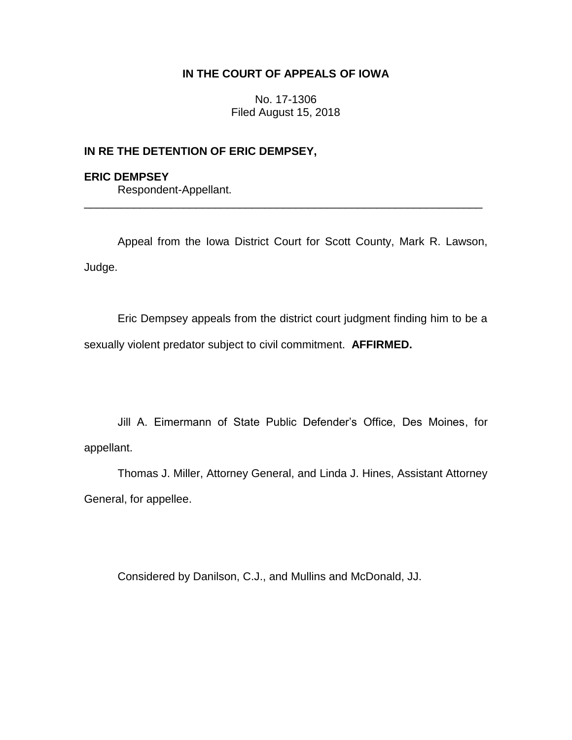**IN THE COURT OF APPEALS OF IOWA**

No. 17-1306
Filed August 15, 2018

**IN RE THE DETENTION OF ERIC DEMPSEY,**

**ERIC DEMPSEY**
Respondent-Appellant.

---

Appeal from the Iowa District Court for Scott County, Mark R. Lawson, Judge.

Eric Dempsey appeals from the district court judgment finding him to be a sexually violent predator subject to civil commitment. **AFFIRMED.**

Jill A. Eimermann of State Public Defender's Office, Des Moines, for appellant.

Thomas J. Miller, Attorney General, and Linda J. Hines, Assistant Attorney General, for appellee.

Considered by Danilson, C.J., and Mullins and McDonald, JJ.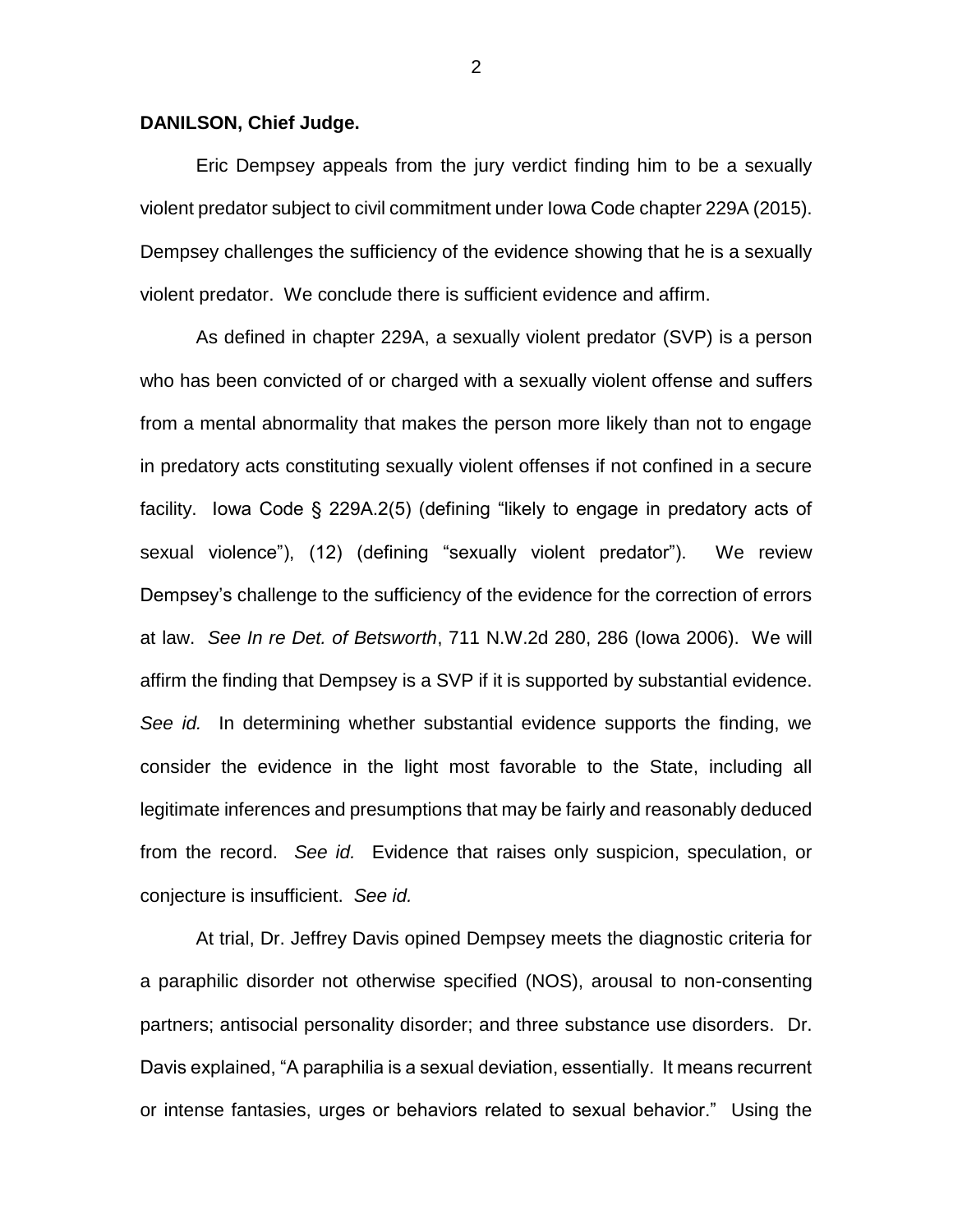**DANILSON, Chief Judge.**

Eric Dempsey appeals from the jury verdict finding him to be a sexually violent predator subject to civil commitment under Iowa Code chapter 229A (2015). Dempsey challenges the sufficiency of the evidence showing that he is a sexually violent predator. We conclude there is sufficient evidence and affirm.

As defined in chapter 229A, a sexually violent predator (SVP) is a person who has been convicted of or charged with a sexually violent offense and suffers from a mental abnormality that makes the person more likely than not to engage in predatory acts constituting sexually violent offenses if not confined in a secure facility. Iowa Code § 229A.2(5) (defining "likely to engage in predatory acts of sexual violence"), (12) (defining "sexually violent predator"). We review Dempsey's challenge to the sufficiency of the evidence for the correction of errors at law. *See In re Det. of Betsworth*, 711 N.W.2d 280, 286 (Iowa 2006). We will affirm the finding that Dempsey is a SVP if it is supported by substantial evidence. *See id.* In determining whether substantial evidence supports the finding, we consider the evidence in the light most favorable to the State, including all legitimate inferences and presumptions that may be fairly and reasonably deduced from the record. *See id.* Evidence that raises only suspicion, speculation, or conjecture is insufficient. *See id.*

At trial, Dr. Jeffrey Davis opined Dempsey meets the diagnostic criteria for a paraphilic disorder not otherwise specified (NOS), arousal to non-consenting partners; antisocial personality disorder; and three substance use disorders. Dr. Davis explained, "A paraphilia is a sexual deviation, essentially. It means recurrent or intense fantasies, urges or behaviors related to sexual behavior." Using the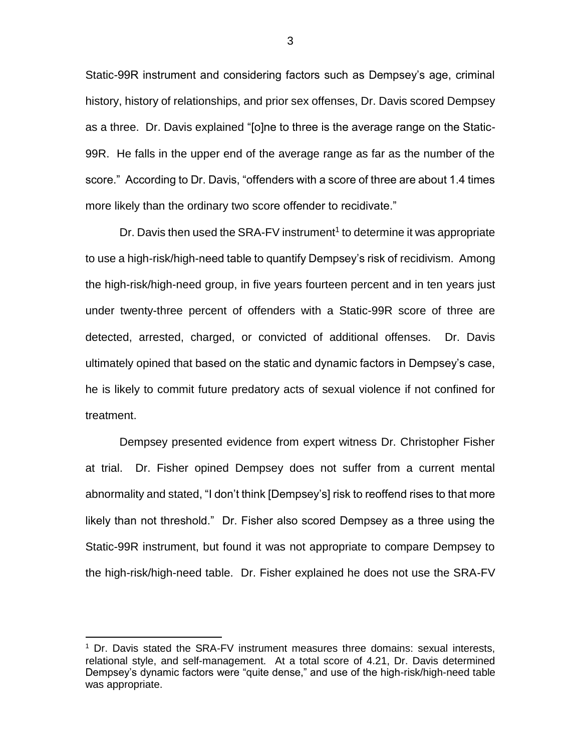Static-99R instrument and considering factors such as Dempsey's age, criminal history, history of relationships, and prior sex offenses, Dr. Davis scored Dempsey as a three. Dr. Davis explained "[o]ne to three is the average range on the Static-99R. He falls in the upper end of the average range as far as the number of the score." According to Dr. Davis, "offenders with a score of three are about 1.4 times more likely than the ordinary two score offender to recidivate."

Dr. Davis then used the SRA-FV instrument[1] to determine it was appropriate to use a high-risk/high-need table to quantify Dempsey's risk of recidivism. Among the high-risk/high-need group, in five years fourteen percent and in ten years just under twenty-three percent of offenders with a Static-99R score of three are detected, arrested, charged, or convicted of additional offenses. Dr. Davis ultimately opined that based on the static and dynamic factors in Dempsey's case, he is likely to commit future predatory acts of sexual violence if not confined for treatment.

Dempsey presented evidence from expert witness Dr. Christopher Fisher at trial. Dr. Fisher opined Dempsey does not suffer from a current mental abnormality and stated, "I don't think [Dempsey's] risk to reoffend rises to that more likely than not threshold." Dr. Fisher also scored Dempsey as a three using the Static-99R instrument, but found it was not appropriate to compare Dempsey to the high-risk/high-need table. Dr. Fisher explained he does not use the SRA-FV

---

[1] Dr. Davis stated the SRA-FV instrument measures three domains: sexual interests, relational style, and self-management. At a total score of 4.21, Dr. Davis determined Dempsey's dynamic factors were "quite dense," and use of the high-risk/high-need table was appropriate.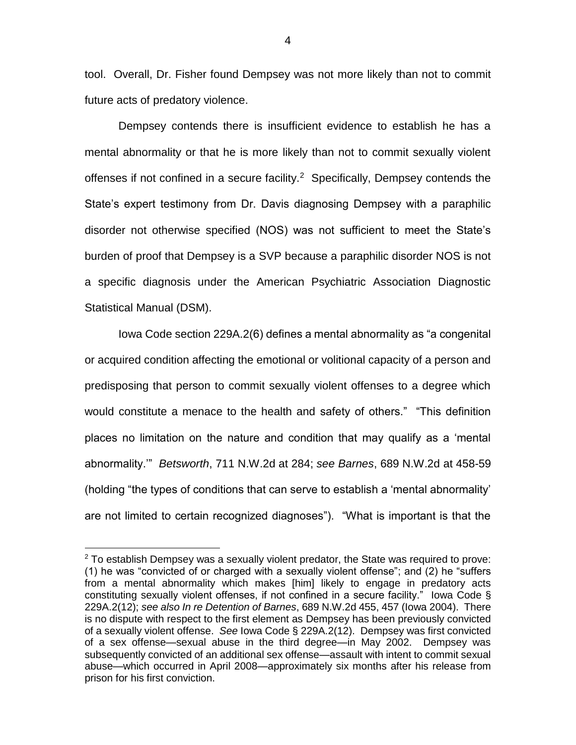tool. Overall, Dr. Fisher found Dempsey was not more likely than not to commit future acts of predatory violence.

Dempsey contends there is insufficient evidence to establish he has a mental abnormality or that he is more likely than not to commit sexually violent offenses if not confined in a secure facility.[2] Specifically, Dempsey contends the State's expert testimony from Dr. Davis diagnosing Dempsey with a paraphilic disorder not otherwise specified (NOS) was not sufficient to meet the State's burden of proof that Dempsey is a SVP because a paraphilic disorder NOS is not a specific diagnosis under the American Psychiatric Association Diagnostic Statistical Manual (DSM).

Iowa Code section 229A.2(6) defines a mental abnormality as "a congenital or acquired condition affecting the emotional or volitional capacity of a person and predisposing that person to commit sexually violent offenses to a degree which would constitute a menace to the health and safety of others." "This definition places no limitation on the nature and condition that may qualify as a 'mental abnormality.'" *Betsworth*, 711 N.W.2d at 284; *see Barnes*, 689 N.W.2d at 458-59 (holding "the types of conditions that can serve to establish a 'mental abnormality' are not limited to certain recognized diagnoses"). "What is important is that the

[2] To establish Dempsey was a sexually violent predator, the State was required to prove: (1) he was "convicted of or charged with a sexually violent offense"; and (2) he "suffers from a mental abnormality which makes [him] likely to engage in predatory acts constituting sexually violent offenses, if not confined in a secure facility." Iowa Code § 229A.2(12); *see also In re Detention of Barnes*, 689 N.W.2d 455, 457 (Iowa 2004). There is no dispute with respect to the first element as Dempsey has been previously convicted of a sexually violent offense. *See* Iowa Code § 229A.2(12). Dempsey was first convicted of a sex offense—sexual abuse in the third degree—in May 2002. Dempsey was subsequently convicted of an additional sex offense—assault with intent to commit sexual abuse—which occurred in April 2008—approximately six months after his release from prison for his first conviction.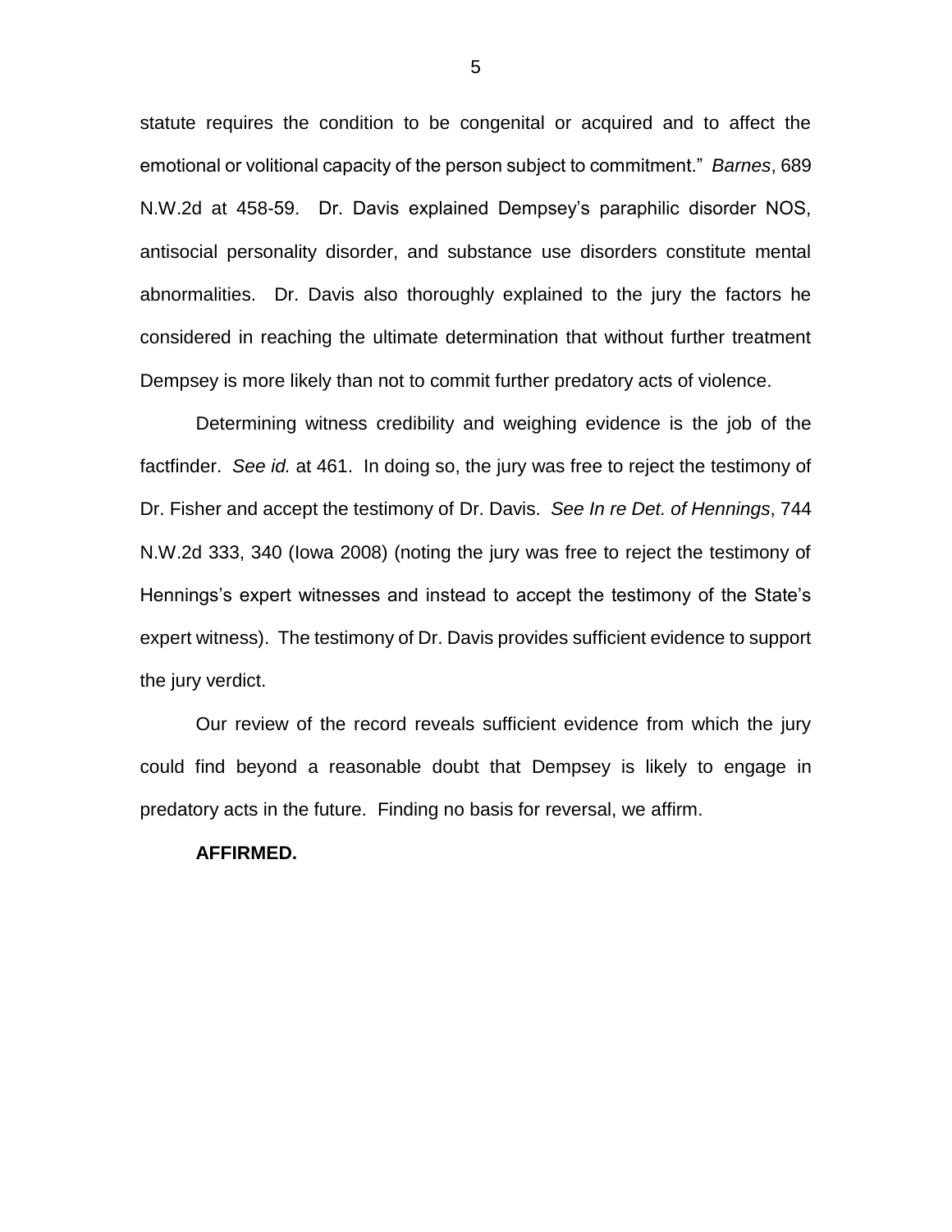statute requires the condition to be congenital or acquired and to affect the emotional or volitional capacity of the person subject to commitment." *Barnes*, 689 N.W.2d at 458-59. Dr. Davis explained Dempsey's paraphilic disorder NOS, antisocial personality disorder, and substance use disorders constitute mental abnormalities. Dr. Davis also thoroughly explained to the jury the factors he considered in reaching the ultimate determination that without further treatment Dempsey is more likely than not to commit further predatory acts of violence.

Determining witness credibility and weighing evidence is the job of the factfinder. *See id.* at 461. In doing so, the jury was free to reject the testimony of Dr. Fisher and accept the testimony of Dr. Davis. *See In re Det. of Hennings*, 744 N.W.2d 333, 340 (Iowa 2008) (noting the jury was free to reject the testimony of Hennings's expert witnesses and instead to accept the testimony of the State's expert witness). The testimony of Dr. Davis provides sufficient evidence to support the jury verdict.

Our review of the record reveals sufficient evidence from which the jury could find beyond a reasonable doubt that Dempsey is likely to engage in predatory acts in the future. Finding no basis for reversal, we affirm.

**AFFIRMED.**